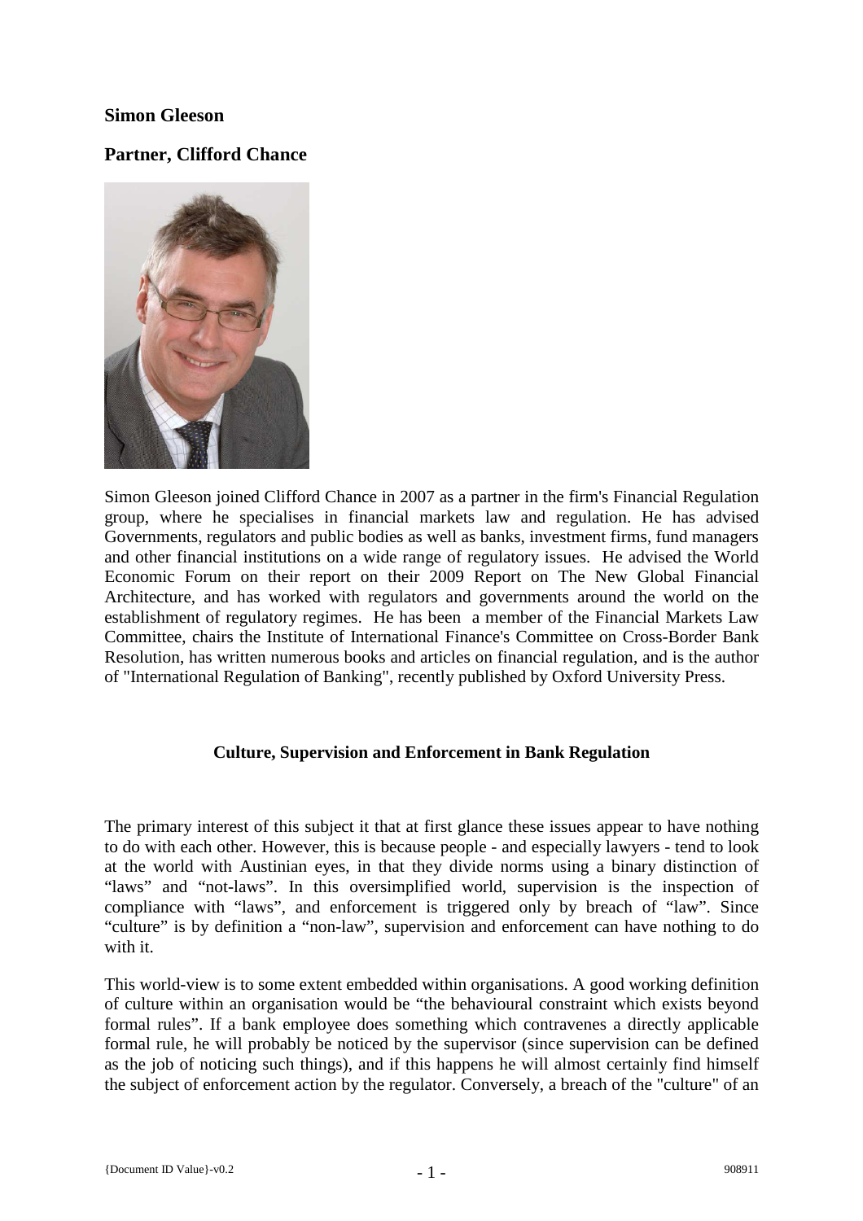## Simon Gleeson

## Partner, Clifford Chance

Simon Gleeson joined Clifford Chance in 2007 as a partner in the firm's Financial Regulation group, where he specialises in financial markets law and regulation. He has advised Governments, regulators and public bodies as well as banks, investment firms, fund managers and other financial institutions on a wide range of regulatory issues. He advised the World Economic Forum on their report on their 2009 Report on The New Global Financial Architecture, and has worked with regulators and governments around the world on the establishment of regulatory regimes. He has been a member of the Financial Markets Law Committee, chairs the Institute of International Finance's Committee on Cross-Border Bank Resolution, has written numerous books and articles on financial regulation, and is the author of "International Regulation of Banking", recently published by Oxford University Press.

### Culture, Supervision and Enforcement in Bank Regulation

The primary interest of this subject it that at first glance these issues appear to have nothing to do with each other. However, this is because people - and especially lawyers - tend to look at the world with Austinian eyes, in that they divide norms using a binary distinction of "laws" and "not-laws". In this oversimplified world, supervision is the inspection of compliance with "laws", and enforcement is triggered only by breach of "law". Since "culture" is by definition a "non-law", supervision and enforcement can have nothing to do with it.

This world-view is to some extent embedded within organisations. A good working definition of culture within an organisation would be "the behavioural constraint which exists beyond formal rules". If a bank employee does something which contravenes a directly applicable formal rule, he will probably be noticed by the supervisor (since supervision can be defined as the job of noticing such things), and if this happens he will almost certainly find himself the subject of enforcement action by the regulator. Conversely, a breach of the "culture" of an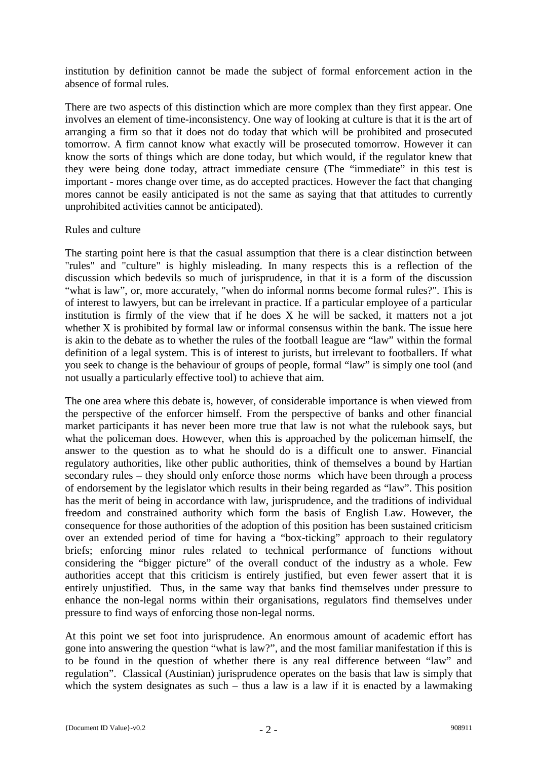institution by definition cannot be made the subject of formal enforcement action in the absence of formal rules.

There are two aspects of this distinction which are more complex than they first appear. One involves an element of time-inconsistency. One way of looking at culture is that it is the art of arranging a firm so that it does not do today that which will be prohibited and prosecuted tomorrow. A firm cannot know what exactly will be prosecuted tomorrow. However it can know the sorts of things which are done today, but which would, if the regulator knew that they were being done today, attract immediate censure (The "immediate" in this test is important - mores change over time, as do accepted practices. However the fact that changing mores cannot be easily anticipated is not the same as saying that that attitudes to currently unprohibited activities cannot be anticipated).

Rules and culture

The starting point here is that the casual assumption that there is a clear distinction between "rules" and "culture" is highly misleading. In many respects this is a reflection of the discussion which bedevils so much of jurisprudence, in that it is a form of the discussion "what is law", or, more accurately, "when do informal norms become formal rules?". This is of interest to lawyers, but can be irrelevant in practice. If a particular employee of a particular institution is firmly of the view that if he does X he will be sacked, it matters not a jot whether X is prohibited by formal law or informal consensus within the bank. The issue here is akin to the debate as to whether the rules of the football league are "law" within the formal definition of a legal system. This is of interest to jurists, but irrelevant to footballers. If what you seek to change is the behaviour of groups of people, formal "law" is simply one tool (and not usually a particularly effective tool) to achieve that aim.

The one area where this debate is, however, of considerable importance is when viewed from the perspective of the enforcer himself. From the perspective of banks and other financial market participants it has never been more true that law is not what the rulebook says, but what the policeman does. However, when this is approached by the policeman himself, the answer to the question as to what he should do is a difficult one to answer. Financial regulatory authorities, like other public authorities, think of themselves a bound by Hartian secondary rules – they should only enforce those norms which have been through a process of endorsement by the legislator which results in their being regarded as "law". This position has the merit of being in accordance with law, jurisprudence, and the traditions of individual freedom and constrained authority which form the basis of English Law. However, the consequence for those authorities of the adoption of this position has been sustained criticism over an extended period of time for having a "box-ticking" approach to their regulatory briefs; enforcing minor rules related to technical performance of functions without considering the "bigger picture" of the overall conduct of the industry as a whole. Few authorities accept that this criticism is entirely justified, but even fewer assert that it is entirely unjustified. Thus, in the same way that banks find themselves under pressure to enhance the non-legal norms within their organisations, regulators find themselves under pressure to find ways of enforcing those non-legal norms.

At this point we set foot into jurisprudence. An enormous amount of academic effort has gone into answering the question "what is law?", and the most familiar manifestation if this is to be found in the question of whether there is any real difference between "law" and regulation". Classical (Austinian) jurisprudence operates on the basis that law is simply that which the system designates as such – thus a law is a law if it is enacted by a lawmaking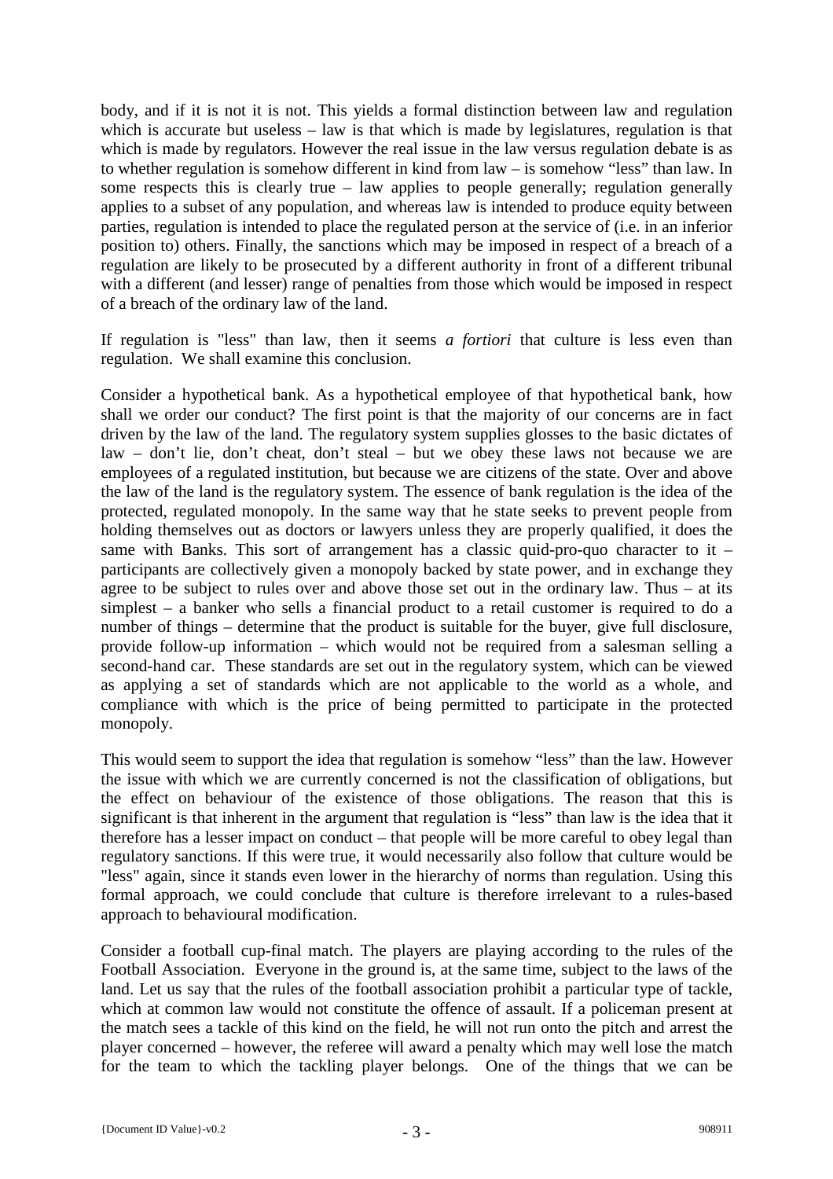body, and if it is not it is not. This yields a formal distinction between law and regulation which is accurate but useless – law is that which is made by legislatures, regulation is that which is made by regulators. However the real issue in the law versus regulation debate is as to whether regulation is somehow different in kind from law – is somehow "less" than law. In some respects this is clearly true – law applies to people generally; regulation generally applies to a subset of any population, and whereas law is intended to produce equity between parties, regulation is intended to place the regulated person at the service of (i.e. in an inferior position to) others. Finally, the sanctions which may be imposed in respect of a breach of a regulation are likely to be prosecuted by a different authority in front of a different tribunal with a different (and lesser) range of penalties from those which would be imposed in respect of a breach of the ordinary law of the land.

If regulation is "less" than law, then it seems *a fortiori* that culture is less even than regulation. We shall examine this conclusion.

Consider a hypothetical bank. As a hypothetical employee of that hypothetical bank, how shall we order our conduct? The first point is that the majority of our concerns are in fact driven by the law of the land. The regulatory system supplies glosses to the basic dictates of law – don't lie, don't cheat, don't steal – but we obey these laws not because we are employees of a regulated institution, but because we are citizens of the state. Over and above the law of the land is the regulatory system. The essence of bank regulation is the idea of the protected, regulated monopoly. In the same way that he state seeks to prevent people from holding themselves out as doctors or lawyers unless they are properly qualified, it does the same with Banks. This sort of arrangement has a classic quid-pro-quo character to it – participants are collectively given a monopoly backed by state power, and in exchange they agree to be subject to rules over and above those set out in the ordinary law. Thus – at its simplest – a banker who sells a financial product to a retail customer is required to do a number of things – determine that the product is suitable for the buyer, give full disclosure, provide follow-up information – which would not be required from a salesman selling a second-hand car. These standards are set out in the regulatory system, which can be viewed as applying a set of standards which are not applicable to the world as a whole, and compliance with which is the price of being permitted to participate in the protected monopoly.

This would seem to support the idea that regulation is somehow "less" than the law. However the issue with which we are currently concerned is not the classification of obligations, but the effect on behaviour of the existence of those obligations. The reason that this is significant is that inherent in the argument that regulation is "less" than law is the idea that it therefore has a lesser impact on conduct – that people will be more careful to obey legal than regulatory sanctions. If this were true, it would necessarily also follow that culture would be "less" again, since it stands even lower in the hierarchy of norms than regulation. Using this formal approach, we could conclude that culture is therefore irrelevant to a rules-based approach to behavioural modification.

Consider a football cup-final match. The players are playing according to the rules of the Football Association. Everyone in the ground is, at the same time, subject to the laws of the land. Let us say that the rules of the football association prohibit a particular type of tackle, which at common law would not constitute the offence of assault. If a policeman present at the match sees a tackle of this kind on the field, he will not run onto the pitch and arrest the player concerned – however, the referee will award a penalty which may well lose the match for the team to which the tackling player belongs. One of the things that we can be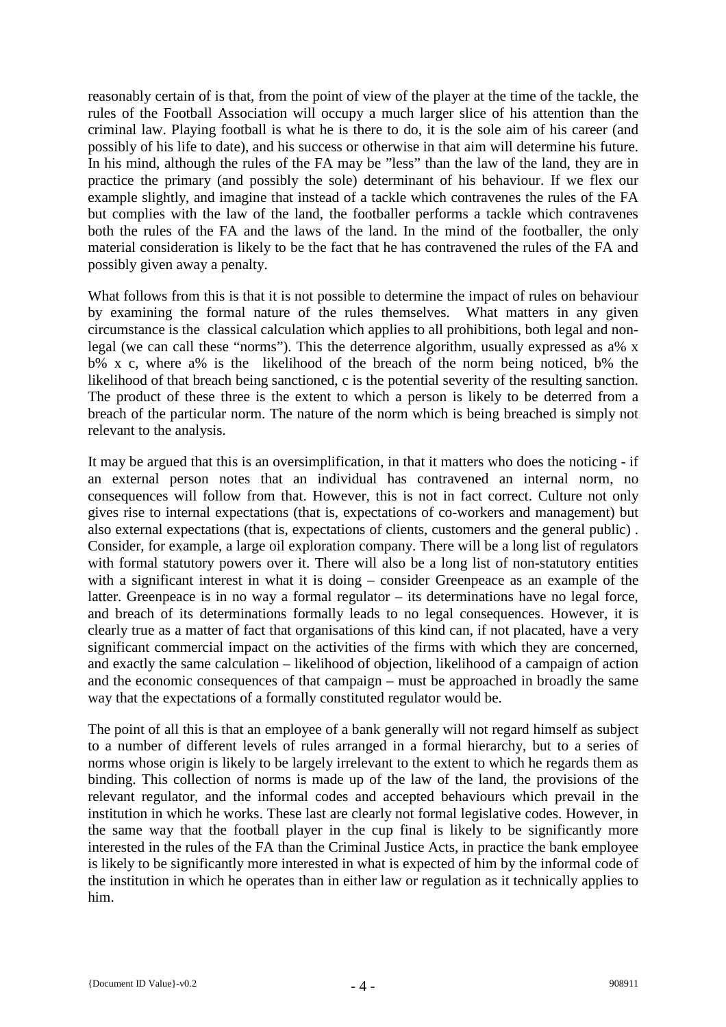reasonably certain of is that, from the point of view of the player at the time of the tackle, the rules of the Football Association will occupy a much larger slice of his attention than the criminal law. Playing football is what he is there to do, it is the sole aim of his career (and possibly of his life to date), and his success or otherwise in that aim will determine his future. In his mind, although the rules of the FA may be ”less” than the law of the land, they are in practice the primary (and possibly the sole) determinant of his behaviour. If we flex our example slightly, and imagine that instead of a tackle which contravenes the rules of the FA but complies with the law of the land, the footballer performs a tackle which contravenes both the rules of the FA and the laws of the land. In the mind of the footballer, the only material consideration is likely to be the fact that he has contravened the rules of the FA and possibly given away a penalty.

What follows from this is that it is not possible to determine the impact of rules on behaviour by examining the formal nature of the rules themselves. What matters in any given circumstance is the classical calculation which applies to all prohibitions, both legal and non-legal (we can call these “norms”). This the deterrence algorithm, usually expressed as a% x b% x c, where a% is the likelihood of the breach of the norm being noticed, b% the likelihood of that breach being sanctioned, c is the potential severity of the resulting sanction. The product of these three is the extent to which a person is likely to be deterred from a breach of the particular norm. The nature of the norm which is being breached is simply not relevant to the analysis.

It may be argued that this is an oversimplification, in that it matters who does the noticing - if an external person notes that an individual has contravened an internal norm, no consequences will follow from that. However, this is not in fact correct. Culture not only gives rise to internal expectations (that is, expectations of co-workers and management) but also external expectations (that is, expectations of clients, customers and the general public) . Consider, for example, a large oil exploration company. There will be a long list of regulators with formal statutory powers over it. There will also be a long list of non-statutory entities with a significant interest in what it is doing – consider Greenpeace as an example of the latter. Greenpeace is in no way a formal regulator – its determinations have no legal force, and breach of its determinations formally leads to no legal consequences. However, it is clearly true as a matter of fact that organisations of this kind can, if not placated, have a very significant commercial impact on the activities of the firms with which they are concerned, and exactly the same calculation – likelihood of objection, likelihood of a campaign of action and the economic consequences of that campaign – must be approached in broadly the same way that the expectations of a formally constituted regulator would be.

The point of all this is that an employee of a bank generally will not regard himself as subject to a number of different levels of rules arranged in a formal hierarchy, but to a series of norms whose origin is likely to be largely irrelevant to the extent to which he regards them as binding. This collection of norms is made up of the law of the land, the provisions of the relevant regulator, and the informal codes and accepted behaviours which prevail in the institution in which he works. These last are clearly not formal legislative codes. However, in the same way that the football player in the cup final is likely to be significantly more interested in the rules of the FA than the Criminal Justice Acts, in practice the bank employee is likely to be significantly more interested in what is expected of him by the informal code of the institution in which he operates than in either law or regulation as it technically applies to him.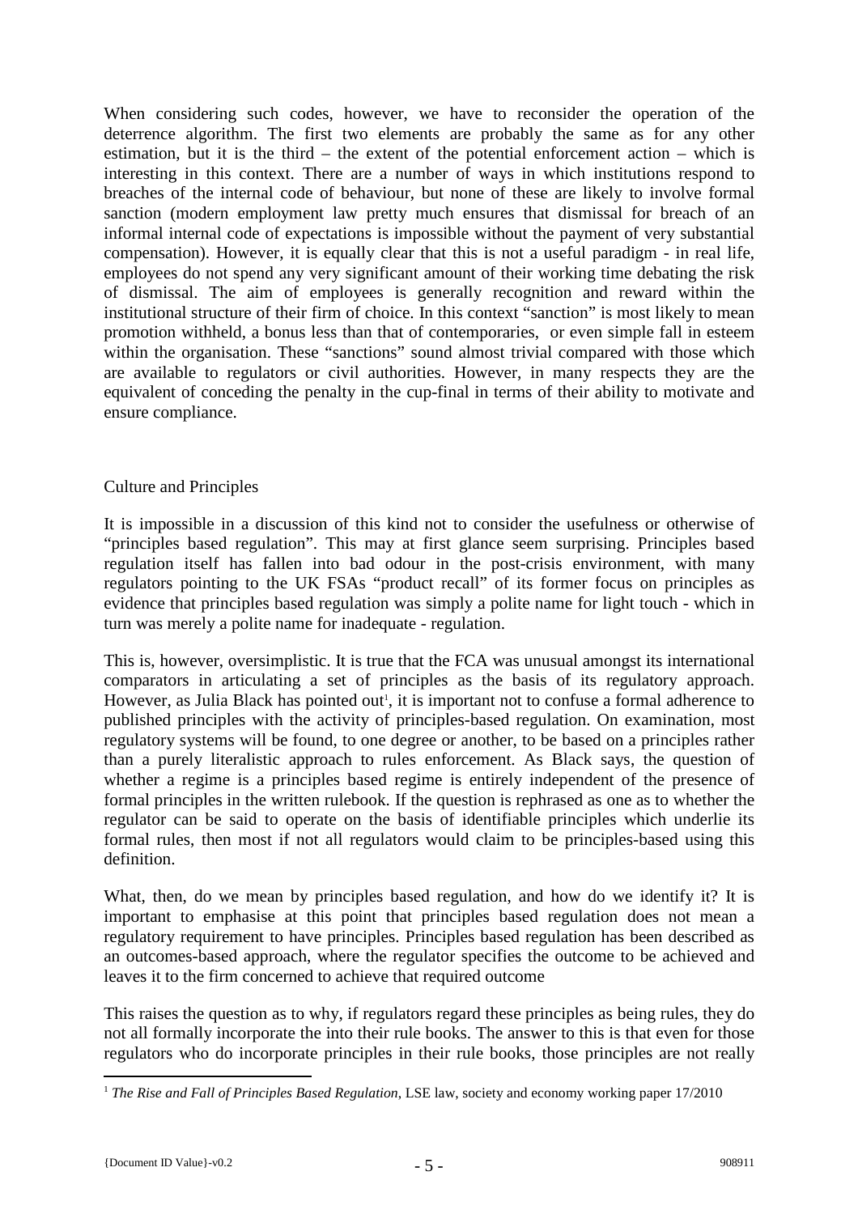When considering such codes, however, we have to reconsider the operation of the deterrence algorithm. The first two elements are probably the same as for any other estimation, but it is the third – the extent of the potential enforcement action – which is interesting in this context. There are a number of ways in which institutions respond to breaches of the internal code of behaviour, but none of these are likely to involve formal sanction (modern employment law pretty much ensures that dismissal for breach of an informal internal code of expectations is impossible without the payment of very substantial compensation). However, it is equally clear that this is not a useful paradigm - in real life, employees do not spend any very significant amount of their working time debating the risk of dismissal. The aim of employees is generally recognition and reward within the institutional structure of their firm of choice. In this context "sanction" is most likely to mean promotion withheld, a bonus less than that of contemporaries, or even simple fall in esteem within the organisation. These "sanctions" sound almost trivial compared with those which are available to regulators or civil authorities. However, in many respects they are the equivalent of conceding the penalty in the cup-final in terms of their ability to motivate and ensure compliance.

## Culture and Principles

It is impossible in a discussion of this kind not to consider the usefulness or otherwise of "principles based regulation". This may at first glance seem surprising. Principles based regulation itself has fallen into bad odour in the post-crisis environment, with many regulators pointing to the UK FSAs "product recall" of its former focus on principles as evidence that principles based regulation was simply a polite name for light touch - which in turn was merely a polite name for inadequate - regulation.

This is, however, oversimplistic. It is true that the FCA was unusual amongst its international comparators in articulating a set of principles as the basis of its regulatory approach. However, as Julia Black has pointed out[1], it is important not to confuse a formal adherence to published principles with the activity of principles-based regulation. On examination, most regulatory systems will be found, to one degree or another, to be based on a principles rather than a purely literalistic approach to rules enforcement. As Black says, the question of whether a regime is a principles based regime is entirely independent of the presence of formal principles in the written rulebook. If the question is rephrased as one as to whether the regulator can be said to operate on the basis of identifiable principles which underlie its formal rules, then most if not all regulators would claim to be principles-based using this definition.

What, then, do we mean by principles based regulation, and how do we identify it? It is important to emphasise at this point that principles based regulation does not mean a regulatory requirement to have principles. Principles based regulation has been described as an outcomes-based approach, where the regulator specifies the outcome to be achieved and leaves it to the firm concerned to achieve that required outcome

This raises the question as to why, if regulators regard these principles as being rules, they do not all formally incorporate the into their rule books. The answer to this is that even for those regulators who do incorporate principles in their rule books, those principles are not really

[1] *The Rise and Fall of Principles Based Regulation*, LSE law, society and economy working paper 17/2010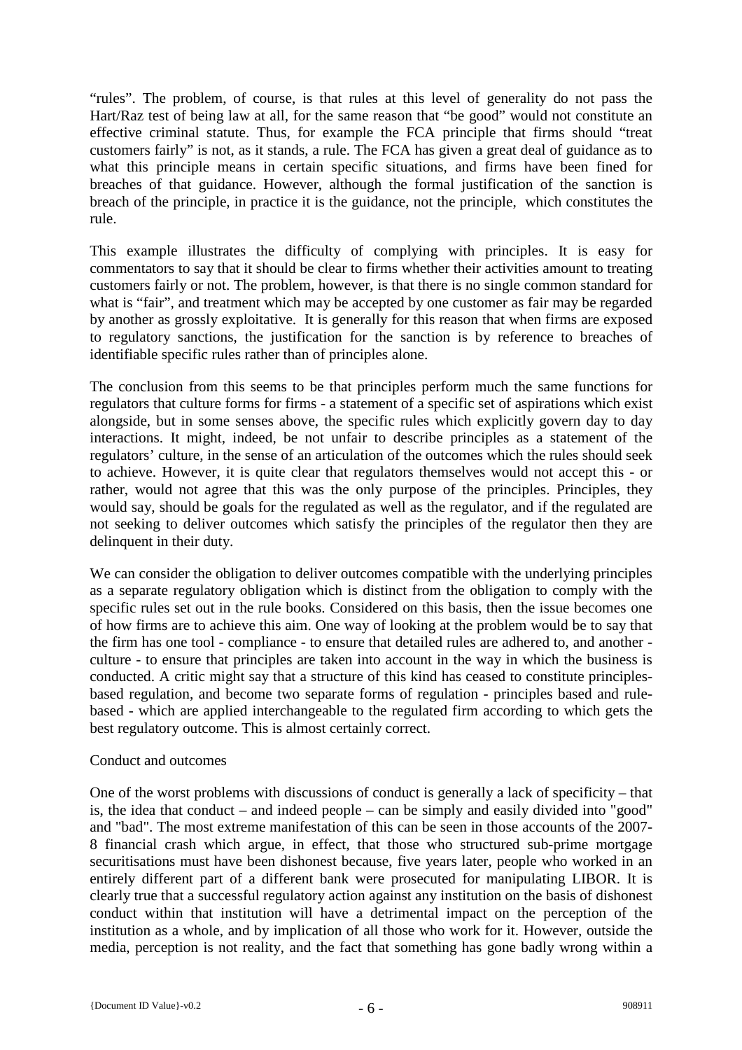"rules". The problem, of course, is that rules at this level of generality do not pass the Hart/Raz test of being law at all, for the same reason that "be good" would not constitute an effective criminal statute. Thus, for example the FCA principle that firms should "treat customers fairly" is not, as it stands, a rule. The FCA has given a great deal of guidance as to what this principle means in certain specific situations, and firms have been fined for breaches of that guidance. However, although the formal justification of the sanction is breach of the principle, in practice it is the guidance, not the principle, which constitutes the rule.

This example illustrates the difficulty of complying with principles. It is easy for commentators to say that it should be clear to firms whether their activities amount to treating customers fairly or not. The problem, however, is that there is no single common standard for what is "fair", and treatment which may be accepted by one customer as fair may be regarded by another as grossly exploitative. It is generally for this reason that when firms are exposed to regulatory sanctions, the justification for the sanction is by reference to breaches of identifiable specific rules rather than of principles alone.

The conclusion from this seems to be that principles perform much the same functions for regulators that culture forms for firms - a statement of a specific set of aspirations which exist alongside, but in some senses above, the specific rules which explicitly govern day to day interactions. It might, indeed, be not unfair to describe principles as a statement of the regulators' culture, in the sense of an articulation of the outcomes which the rules should seek to achieve. However, it is quite clear that regulators themselves would not accept this - or rather, would not agree that this was the only purpose of the principles. Principles, they would say, should be goals for the regulated as well as the regulator, and if the regulated are not seeking to deliver outcomes which satisfy the principles of the regulator then they are delinquent in their duty.

We can consider the obligation to deliver outcomes compatible with the underlying principles as a separate regulatory obligation which is distinct from the obligation to comply with the specific rules set out in the rule books. Considered on this basis, then the issue becomes one of how firms are to achieve this aim. One way of looking at the problem would be to say that the firm has one tool - compliance - to ensure that detailed rules are adhered to, and another - culture - to ensure that principles are taken into account in the way in which the business is conducted. A critic might say that a structure of this kind has ceased to constitute principles-based regulation, and become two separate forms of regulation - principles based and rule-based - which are applied interchangeable to the regulated firm according to which gets the best regulatory outcome. This is almost certainly correct.

## Conduct and outcomes

One of the worst problems with discussions of conduct is generally a lack of specificity – that is, the idea that conduct – and indeed people – can be simply and easily divided into "good" and "bad". The most extreme manifestation of this can be seen in those accounts of the 2007-8 financial crash which argue, in effect, that those who structured sub-prime mortgage securitisations must have been dishonest because, five years later, people who worked in an entirely different part of a different bank were prosecuted for manipulating LIBOR. It is clearly true that a successful regulatory action against any institution on the basis of dishonest conduct within that institution will have a detrimental impact on the perception of the institution as a whole, and by implication of all those who work for it. However, outside the media, perception is not reality, and the fact that something has gone badly wrong within a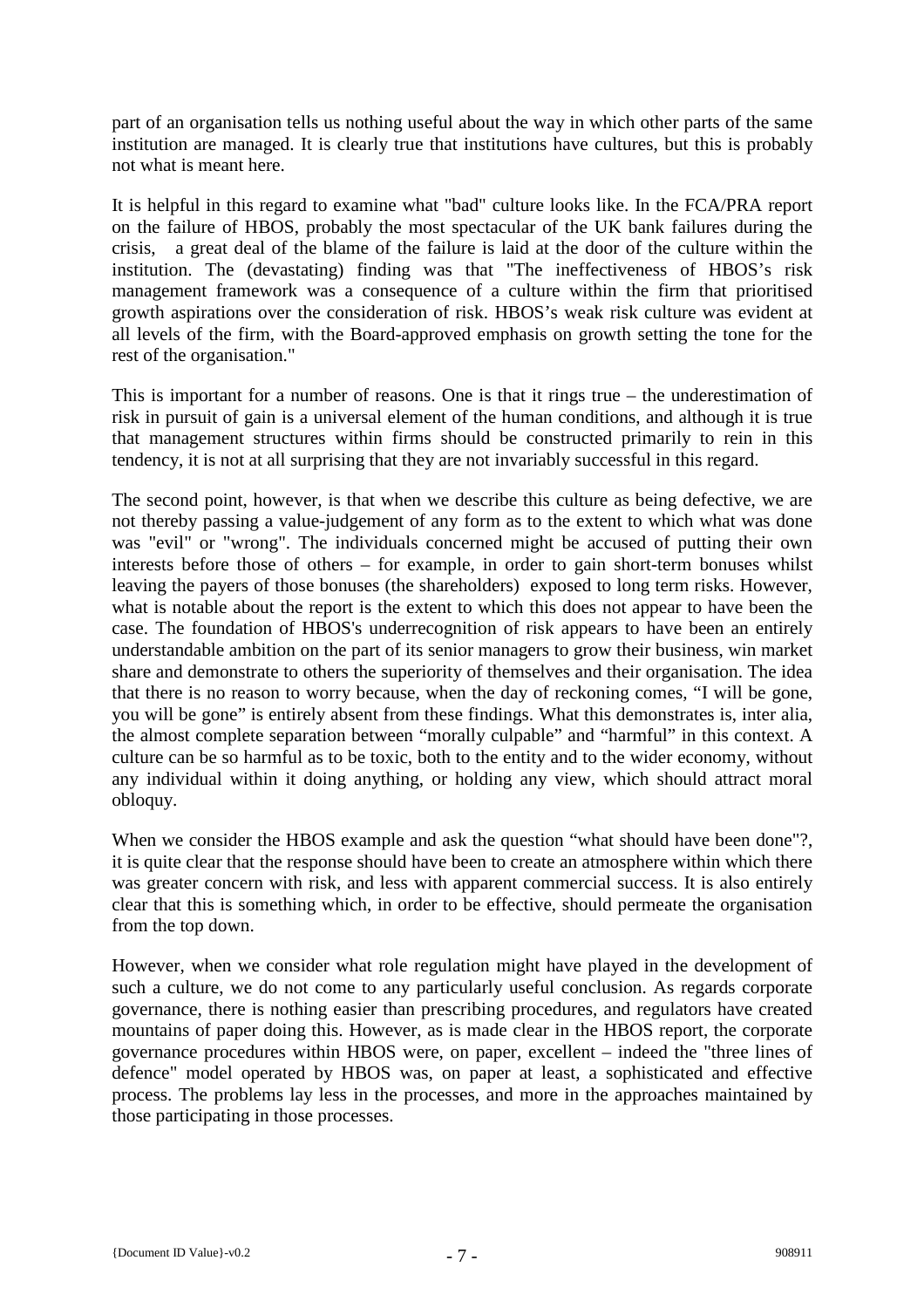part of an organisation tells us nothing useful about the way in which other parts of the same institution are managed. It is clearly true that institutions have cultures, but this is probably not what is meant here.

It is helpful in this regard to examine what "bad" culture looks like. In the FCA/PRA report on the failure of HBOS, probably the most spectacular of the UK bank failures during the crisis, a great deal of the blame of the failure is laid at the door of the culture within the institution. The (devastating) finding was that "The ineffectiveness of HBOS's risk management framework was a consequence of a culture within the firm that prioritised growth aspirations over the consideration of risk. HBOS's weak risk culture was evident at all levels of the firm, with the Board-approved emphasis on growth setting the tone for the rest of the organisation."

This is important for a number of reasons. One is that it rings true – the underestimation of risk in pursuit of gain is a universal element of the human conditions, and although it is true that management structures within firms should be constructed primarily to rein in this tendency, it is not at all surprising that they are not invariably successful in this regard.

The second point, however, is that when we describe this culture as being defective, we are not thereby passing a value-judgement of any form as to the extent to which what was done was "evil" or "wrong". The individuals concerned might be accused of putting their own interests before those of others – for example, in order to gain short-term bonuses whilst leaving the payers of those bonuses (the shareholders) exposed to long term risks. However, what is notable about the report is the extent to which this does not appear to have been the case. The foundation of HBOS's underrecognition of risk appears to have been an entirely understandable ambition on the part of its senior managers to grow their business, win market share and demonstrate to others the superiority of themselves and their organisation. The idea that there is no reason to worry because, when the day of reckoning comes, "I will be gone, you will be gone" is entirely absent from these findings. What this demonstrates is, inter alia, the almost complete separation between "morally culpable" and "harmful" in this context. A culture can be so harmful as to be toxic, both to the entity and to the wider economy, without any individual within it doing anything, or holding any view, which should attract moral obloquy.

When we consider the HBOS example and ask the question "what should have been done"?, it is quite clear that the response should have been to create an atmosphere within which there was greater concern with risk, and less with apparent commercial success. It is also entirely clear that this is something which, in order to be effective, should permeate the organisation from the top down.

However, when we consider what role regulation might have played in the development of such a culture, we do not come to any particularly useful conclusion. As regards corporate governance, there is nothing easier than prescribing procedures, and regulators have created mountains of paper doing this. However, as is made clear in the HBOS report, the corporate governance procedures within HBOS were, on paper, excellent – indeed the "three lines of defence" model operated by HBOS was, on paper at least, a sophisticated and effective process. The problems lay less in the processes, and more in the approaches maintained by those participating in those processes.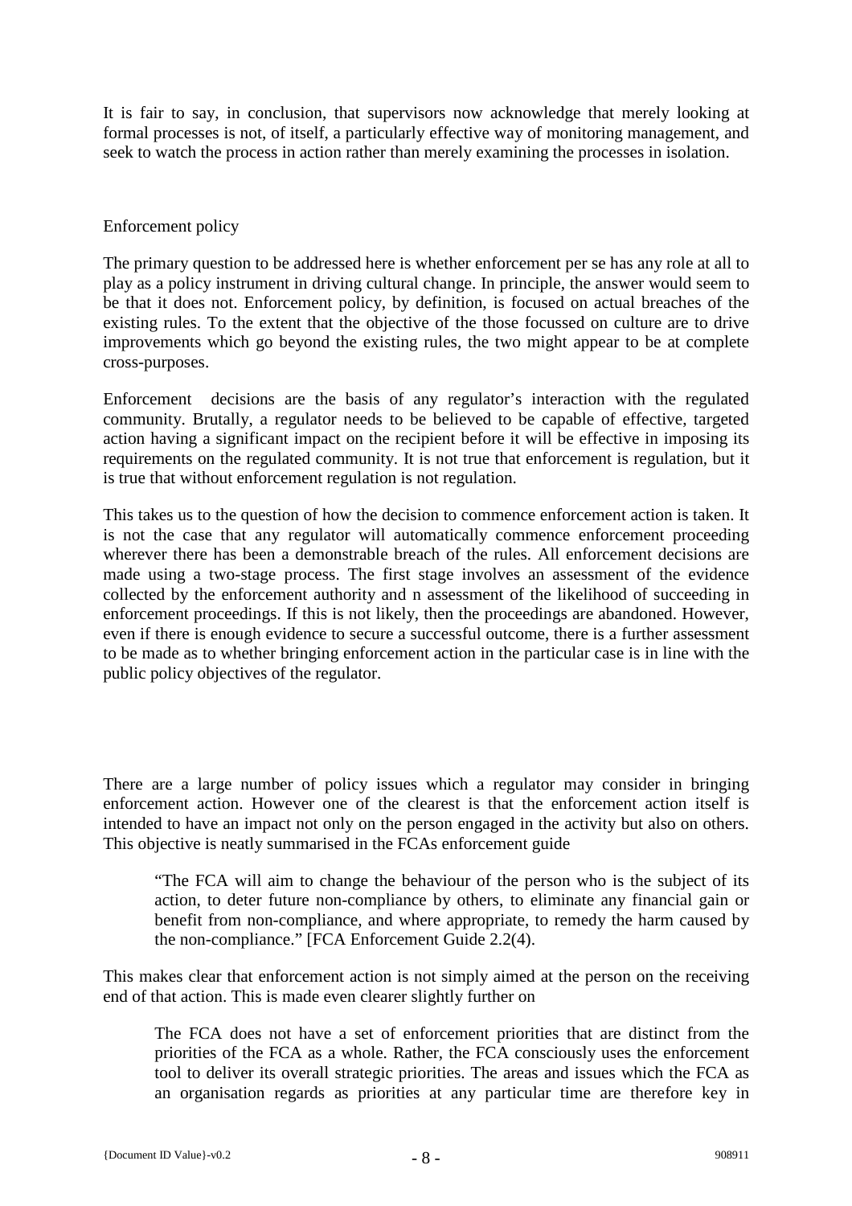It is fair to say, in conclusion, that supervisors now acknowledge that merely looking at formal processes is not, of itself, a particularly effective way of monitoring management, and seek to watch the process in action rather than merely examining the processes in isolation.

## Enforcement policy

The primary question to be addressed here is whether enforcement per se has any role at all to play as a policy instrument in driving cultural change. In principle, the answer would seem to be that it does not. Enforcement policy, by definition, is focused on actual breaches of the existing rules. To the extent that the objective of the those focussed on culture are to drive improvements which go beyond the existing rules, the two might appear to be at complete cross-purposes.

Enforcement decisions are the basis of any regulator's interaction with the regulated community. Brutally, a regulator needs to be believed to be capable of effective, targeted action having a significant impact on the recipient before it will be effective in imposing its requirements on the regulated community. It is not true that enforcement is regulation, but it is true that without enforcement regulation is not regulation.

This takes us to the question of how the decision to commence enforcement action is taken. It is not the case that any regulator will automatically commence enforcement proceeding wherever there has been a demonstrable breach of the rules. All enforcement decisions are made using a two-stage process. The first stage involves an assessment of the evidence collected by the enforcement authority and n assessment of the likelihood of succeeding in enforcement proceedings. If this is not likely, then the proceedings are abandoned. However, even if there is enough evidence to secure a successful outcome, there is a further assessment to be made as to whether bringing enforcement action in the particular case is in line with the public policy objectives of the regulator.

There are a large number of policy issues which a regulator may consider in bringing enforcement action. However one of the clearest is that the enforcement action itself is intended to have an impact not only on the person engaged in the activity but also on others. This objective is neatly summarised in the FCAs enforcement guide

> "The FCA will aim to change the behaviour of the person who is the subject of its action, to deter future non-compliance by others, to eliminate any financial gain or benefit from non-compliance, and where appropriate, to remedy the harm caused by the non-compliance." [FCA Enforcement Guide 2.2(4).

This makes clear that enforcement action is not simply aimed at the person on the receiving end of that action. This is made even clearer slightly further on

> The FCA does not have a set of enforcement priorities that are distinct from the priorities of the FCA as a whole. Rather, the FCA consciously uses the enforcement tool to deliver its overall strategic priorities. The areas and issues which the FCA as an organisation regards as priorities at any particular time are therefore key in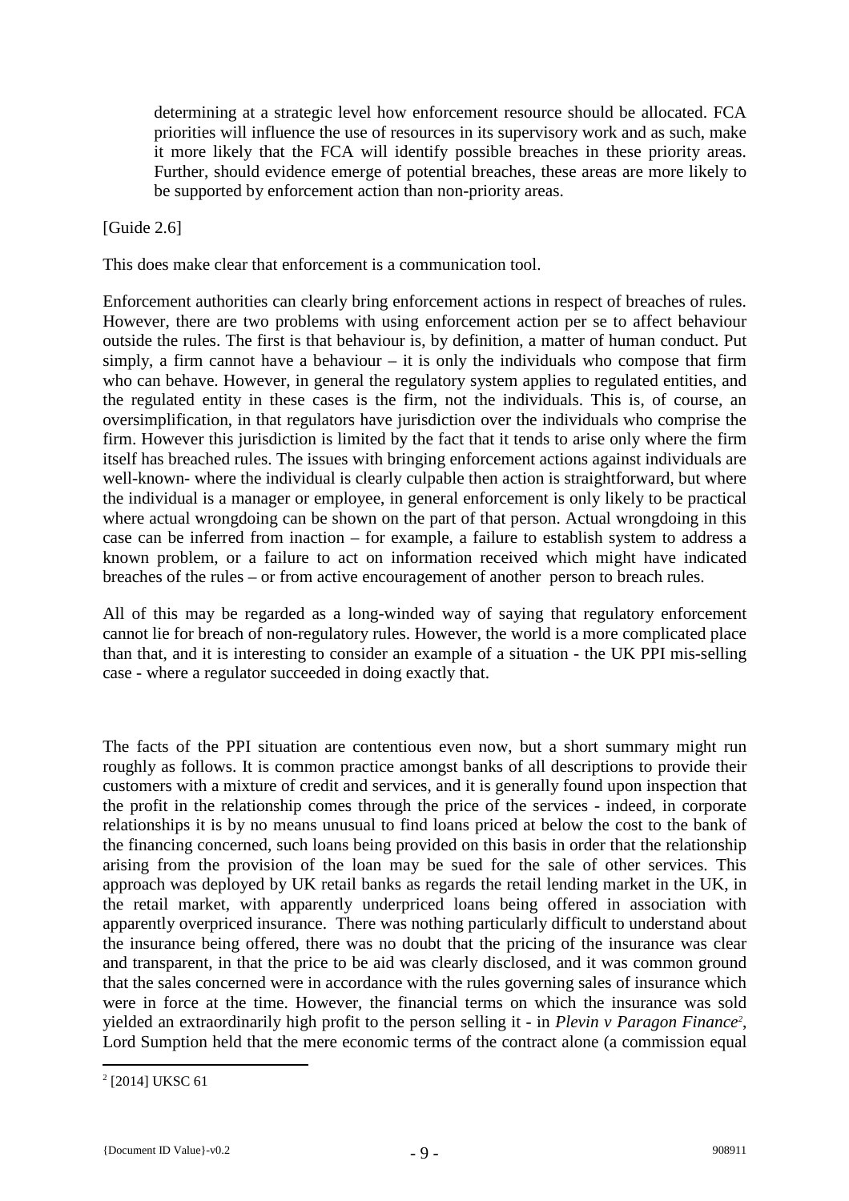determining at a strategic level how enforcement resource should be allocated. FCA priorities will influence the use of resources in its supervisory work and as such, make it more likely that the FCA will identify possible breaches in these priority areas. Further, should evidence emerge of potential breaches, these areas are more likely to be supported by enforcement action than non-priority areas.

[Guide 2.6]

This does make clear that enforcement is a communication tool.

Enforcement authorities can clearly bring enforcement actions in respect of breaches of rules. However, there are two problems with using enforcement action per se to affect behaviour outside the rules. The first is that behaviour is, by definition, a matter of human conduct. Put simply, a firm cannot have a behaviour – it is only the individuals who compose that firm who can behave. However, in general the regulatory system applies to regulated entities, and the regulated entity in these cases is the firm, not the individuals. This is, of course, an oversimplification, in that regulators have jurisdiction over the individuals who comprise the firm. However this jurisdiction is limited by the fact that it tends to arise only where the firm itself has breached rules. The issues with bringing enforcement actions against individuals are well-known- where the individual is clearly culpable then action is straightforward, but where the individual is a manager or employee, in general enforcement is only likely to be practical where actual wrongdoing can be shown on the part of that person. Actual wrongdoing in this case can be inferred from inaction – for example, a failure to establish system to address a known problem, or a failure to act on information received which might have indicated breaches of the rules – or from active encouragement of another person to breach rules.

All of this may be regarded as a long-winded way of saying that regulatory enforcement cannot lie for breach of non-regulatory rules. However, the world is a more complicated place than that, and it is interesting to consider an example of a situation - the UK PPI mis-selling case - where a regulator succeeded in doing exactly that.

The facts of the PPI situation are contentious even now, but a short summary might run roughly as follows. It is common practice amongst banks of all descriptions to provide their customers with a mixture of credit and services, and it is generally found upon inspection that the profit in the relationship comes through the price of the services - indeed, in corporate relationships it is by no means unusual to find loans priced at below the cost to the bank of the financing concerned, such loans being provided on this basis in order that the relationship arising from the provision of the loan may be sued for the sale of other services. This approach was deployed by UK retail banks as regards the retail lending market in the UK, in the retail market, with apparently underpriced loans being offered in association with apparently overpriced insurance. There was nothing particularly difficult to understand about the insurance being offered, there was no doubt that the pricing of the insurance was clear and transparent, in that the price to be aid was clearly disclosed, and it was common ground that the sales concerned were in accordance with the rules governing sales of insurance which were in force at the time. However, the financial terms on which the insurance was sold yielded an extraordinarily high profit to the person selling it - in *Plevin v Paragon Finance*[2], Lord Sumption held that the mere economic terms of the contract alone (a commission equal

[2] [2014] UKSC 61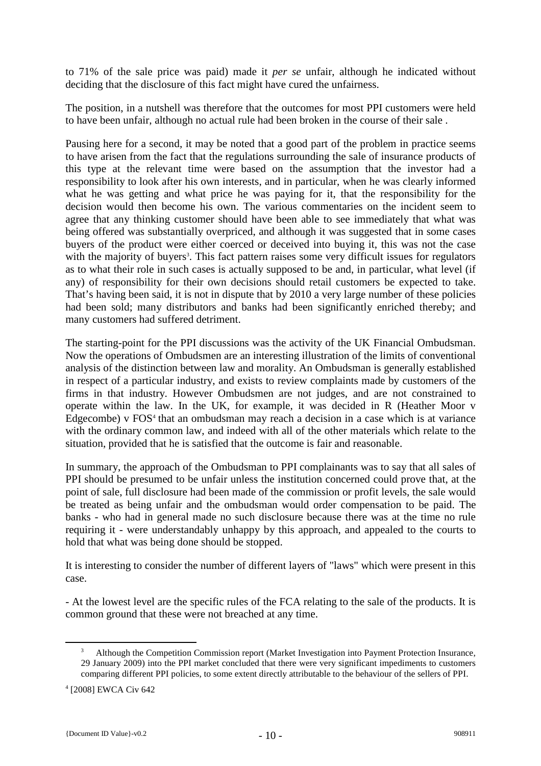to 71% of the sale price was paid) made it *per se* unfair, although he indicated without deciding that the disclosure of this fact might have cured the unfairness.

The position, in a nutshell was therefore that the outcomes for most PPI customers were held to have been unfair, although no actual rule had been broken in the course of their sale .

Pausing here for a second, it may be noted that a good part of the problem in practice seems to have arisen from the fact that the regulations surrounding the sale of insurance products of this type at the relevant time were based on the assumption that the investor had a responsibility to look after his own interests, and in particular, when he was clearly informed what he was getting and what price he was paying for it, that the responsibility for the decision would then become his own. The various commentaries on the incident seem to agree that any thinking customer should have been able to see immediately that what was being offered was substantially overpriced, and although it was suggested that in some cases buyers of the product were either coerced or deceived into buying it, this was not the case with the majority of buyers[3]. This fact pattern raises some very difficult issues for regulators as to what their role in such cases is actually supposed to be and, in particular, what level (if any) of responsibility for their own decisions should retail customers be expected to take. That's having been said, it is not in dispute that by 2010 a very large number of these policies had been sold; many distributors and banks had been significantly enriched thereby; and many customers had suffered detriment.

The starting-point for the PPI discussions was the activity of the UK Financial Ombudsman. Now the operations of Ombudsmen are an interesting illustration of the limits of conventional analysis of the distinction between law and morality. An Ombudsman is generally established in respect of a particular industry, and exists to review complaints made by customers of the firms in that industry. However Ombudsmen are not judges, and are not constrained to operate within the law. In the UK, for example, it was decided in R (Heather Moor v Edgecombe) v FOS[4] that an ombudsman may reach a decision in a case which is at variance with the ordinary common law, and indeed with all of the other materials which relate to the situation, provided that he is satisfied that the outcome is fair and reasonable.

In summary, the approach of the Ombudsman to PPI complainants was to say that all sales of PPI should be presumed to be unfair unless the institution concerned could prove that, at the point of sale, full disclosure had been made of the commission or profit levels, the sale would be treated as being unfair and the ombudsman would order compensation to be paid. The banks - who had in general made no such disclosure because there was at the time no rule requiring it - were understandably unhappy by this approach, and appealed to the courts to hold that what was being done should be stopped.

It is interesting to consider the number of different layers of "laws" which were present in this case.

- At the lowest level are the specific rules of the FCA relating to the sale of the products. It is common ground that these were not breached at any time.

---

[3] Although the Competition Commission report (Market Investigation into Payment Protection Insurance, 29 January 2009) into the PPI market concluded that there were very significant impediments to customers comparing different PPI policies, to some extent directly attributable to the behaviour of the sellers of PPI.

[4] [2008] EWCA Civ 642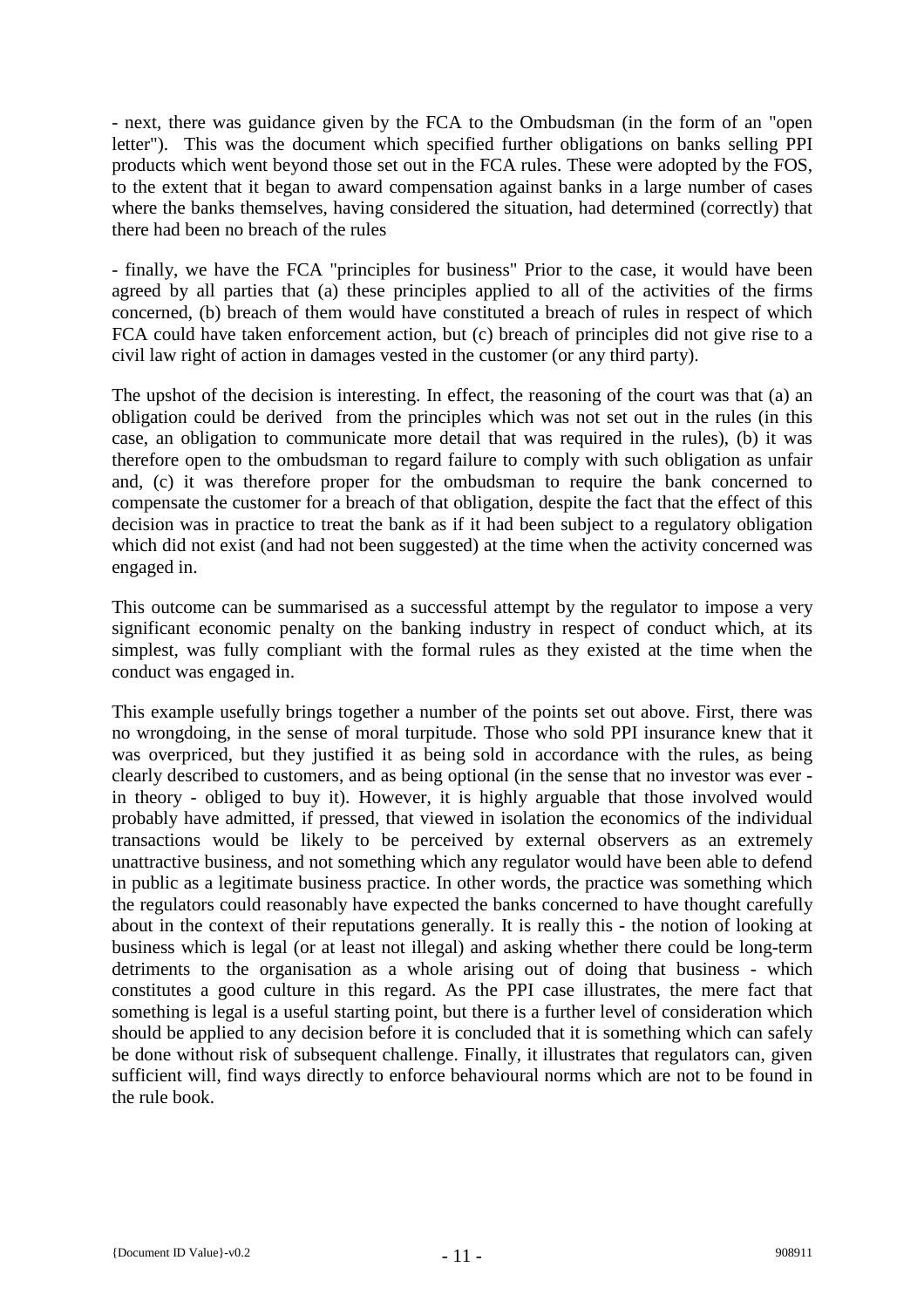- next, there was guidance given by the FCA to the Ombudsman (in the form of an "open letter"). This was the document which specified further obligations on banks selling PPI products which went beyond those set out in the FCA rules. These were adopted by the FOS, to the extent that it began to award compensation against banks in a large number of cases where the banks themselves, having considered the situation, had determined (correctly) that there had been no breach of the rules

- finally, we have the FCA "principles for business" Prior to the case, it would have been agreed by all parties that (a) these principles applied to all of the activities of the firms concerned, (b) breach of them would have constituted a breach of rules in respect of which FCA could have taken enforcement action, but (c) breach of principles did not give rise to a civil law right of action in damages vested in the customer (or any third party).

The upshot of the decision is interesting. In effect, the reasoning of the court was that (a) an obligation could be derived from the principles which was not set out in the rules (in this case, an obligation to communicate more detail that was required in the rules), (b) it was therefore open to the ombudsman to regard failure to comply with such obligation as unfair and, (c) it was therefore proper for the ombudsman to require the bank concerned to compensate the customer for a breach of that obligation, despite the fact that the effect of this decision was in practice to treat the bank as if it had been subject to a regulatory obligation which did not exist (and had not been suggested) at the time when the activity concerned was engaged in.

This outcome can be summarised as a successful attempt by the regulator to impose a very significant economic penalty on the banking industry in respect of conduct which, at its simplest, was fully compliant with the formal rules as they existed at the time when the conduct was engaged in.

This example usefully brings together a number of the points set out above. First, there was no wrongdoing, in the sense of moral turpitude. Those who sold PPI insurance knew that it was overpriced, but they justified it as being sold in accordance with the rules, as being clearly described to customers, and as being optional (in the sense that no investor was ever - in theory - obliged to buy it). However, it is highly arguable that those involved would probably have admitted, if pressed, that viewed in isolation the economics of the individual transactions would be likely to be perceived by external observers as an extremely unattractive business, and not something which any regulator would have been able to defend in public as a legitimate business practice. In other words, the practice was something which the regulators could reasonably have expected the banks concerned to have thought carefully about in the context of their reputations generally. It is really this - the notion of looking at business which is legal (or at least not illegal) and asking whether there could be long-term detriments to the organisation as a whole arising out of doing that business - which constitutes a good culture in this regard. As the PPI case illustrates, the mere fact that something is legal is a useful starting point, but there is a further level of consideration which should be applied to any decision before it is concluded that it is something which can safely be done without risk of subsequent challenge. Finally, it illustrates that regulators can, given sufficient will, find ways directly to enforce behavioural norms which are not to be found in the rule book.